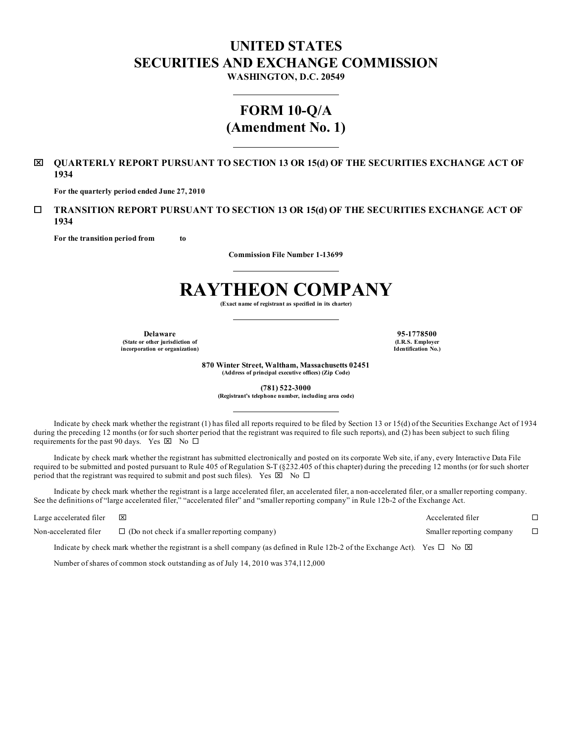# UNITED STATES
# SECURITIES AND EXCHANGE COMMISSION

**WASHINGTON, D.C. 20549**

---

## FORM 10-Q/A
## (Amendment No. 1)

---

☒ **QUARTERLY REPORT PURSUANT TO SECTION 13 OR 15(d) OF THE SECURITIES EXCHANGE ACT OF 1934**

**For the quarterly period ended June 27, 2010**

☐ **TRANSITION REPORT PURSUANT TO SECTION 13 OR 15(d) OF THE SECURITIES EXCHANGE ACT OF 1934**

**For the transition period from to**

**Commission File Number 1-13699**

---

# RAYTHEON COMPANY

**(Exact name of registrant as specified in its charter)**

---

| **Delaware** | **95-1778500** |
|---|---|
| **(State or other jurisdiction of incorporation or organization)** | **(I.R.S. Employer Identification No.)** |

**870 Winter Street, Waltham, Massachusetts 02451**
**(Address of principal executive offices) (Zip Code)**

**(781) 522-3000**
**(Registrant's telephone number, including area code)**

---

Indicate by check mark whether the registrant (1) has filed all reports required to be filed by Section 13 or 15(d) of the Securities Exchange Act of 1934 during the preceding 12 months (or for such shorter period that the registrant was required to file such reports), and (2) has been subject to such filing requirements for the past 90 days. Yes ☒ No ☐

Indicate by check mark whether the registrant has submitted electronically and posted on its corporate Web site, if any, every Interactive Data File required to be submitted and posted pursuant to Rule 405 of Regulation S-T (§232.405 of this chapter) during the preceding 12 months (or for such shorter period that the registrant was required to submit and post such files). Yes ☒ No ☐

Indicate by check mark whether the registrant is a large accelerated filer, an accelerated filer, a non-accelerated filer, or a smaller reporting company. See the definitions of "large accelerated filer," "accelerated filer" and "smaller reporting company" in Rule 12b-2 of the Exchange Act.

| | | | |
|---|---|---|---|
| Large accelerated filer | ☒ | Accelerated filer | ☐ |
| Non-accelerated filer | ☐ (Do not check if a smaller reporting company) | Smaller reporting company | ☐ |

Indicate by check mark whether the registrant is a shell company (as defined in Rule 12b-2 of the Exchange Act). Yes ☐ No ☒

Number of shares of common stock outstanding as of July 14, 2010 was 374,112,000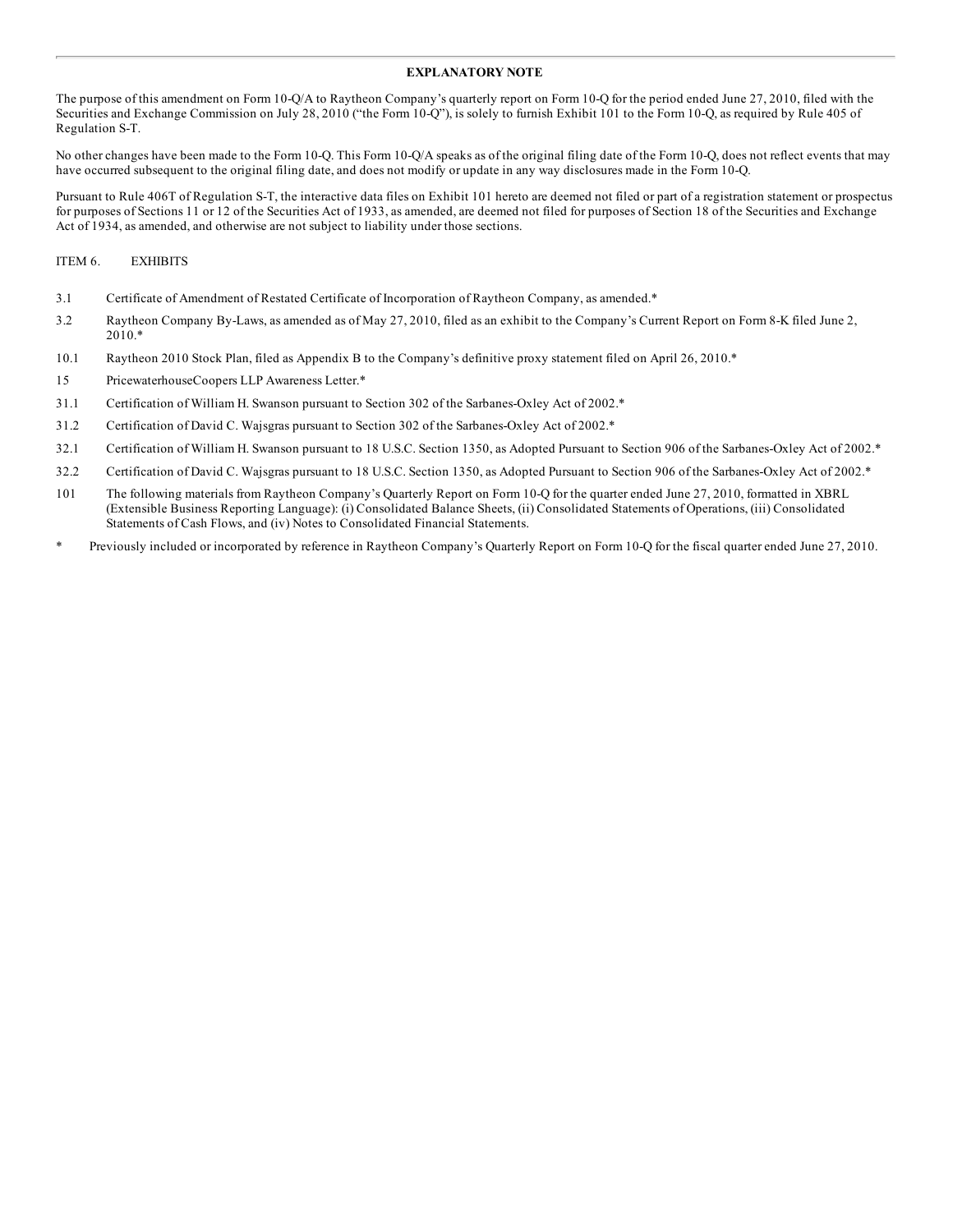## EXPLANATORY NOTE

The purpose of this amendment on Form 10-Q/A to Raytheon Company's quarterly report on Form 10-Q for the period ended June 27, 2010, filed with the Securities and Exchange Commission on July 28, 2010 ("the Form 10-Q"), is solely to furnish Exhibit 101 to the Form 10-Q, as required by Rule 405 of Regulation S-T.

No other changes have been made to the Form 10-Q. This Form 10-Q/A speaks as of the original filing date of the Form 10-Q, does not reflect events that may have occurred subsequent to the original filing date, and does not modify or update in any way disclosures made in the Form 10-Q.

Pursuant to Rule 406T of Regulation S-T, the interactive data files on Exhibit 101 hereto are deemed not filed or part of a registration statement or prospectus for purposes of Sections 11 or 12 of the Securities Act of 1933, as amended, are deemed not filed for purposes of Section 18 of the Securities and Exchange Act of 1934, as amended, and otherwise are not subject to liability under those sections.

ITEM 6. EXHIBITS

3.1 Certificate of Amendment of Restated Certificate of Incorporation of Raytheon Company, as amended.*

3.2 Raytheon Company By-Laws, as amended as of May 27, 2010, filed as an exhibit to the Company's Current Report on Form 8-K filed June 2, 2010.*

10.1 Raytheon 2010 Stock Plan, filed as Appendix B to the Company's definitive proxy statement filed on April 26, 2010.*

15 PricewaterhouseCoopers LLP Awareness Letter.*

31.1 Certification of William H. Swanson pursuant to Section 302 of the Sarbanes-Oxley Act of 2002.*

31.2 Certification of David C. Wajsgras pursuant to Section 302 of the Sarbanes-Oxley Act of 2002.*

32.1 Certification of William H. Swanson pursuant to 18 U.S.C. Section 1350, as Adopted Pursuant to Section 906 of the Sarbanes-Oxley Act of 2002.*

32.2 Certification of David C. Wajsgras pursuant to 18 U.S.C. Section 1350, as Adopted Pursuant to Section 906 of the Sarbanes-Oxley Act of 2002.*

101 The following materials from Raytheon Company's Quarterly Report on Form 10-Q for the quarter ended June 27, 2010, formatted in XBRL (Extensible Business Reporting Language): (i) Consolidated Balance Sheets, (ii) Consolidated Statements of Operations, (iii) Consolidated Statements of Cash Flows, and (iv) Notes to Consolidated Financial Statements.

\* Previously included or incorporated by reference in Raytheon Company's Quarterly Report on Form 10-Q for the fiscal quarter ended June 27, 2010.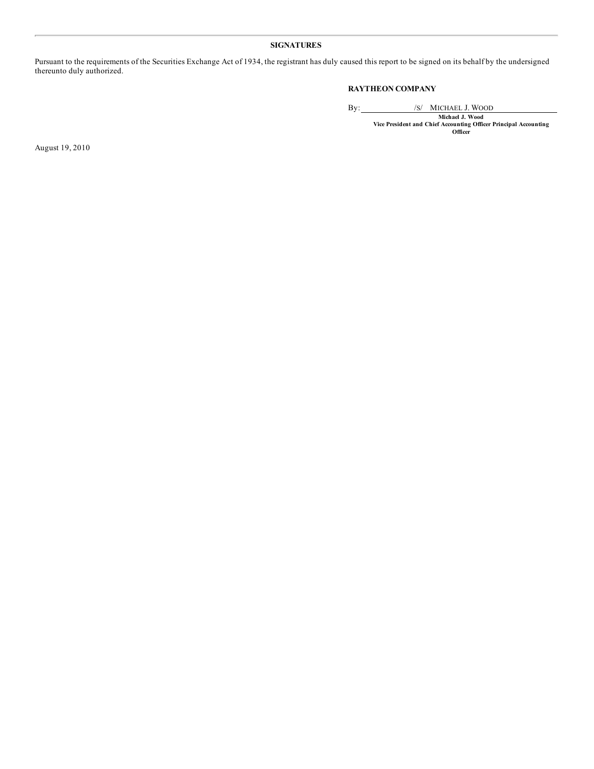**SIGNATURES**

Pursuant to the requirements of the Securities Exchange Act of 1934, the registrant has duly caused this report to be signed on its behalf by the undersigned thereunto duly authorized.

**RAYTHEON COMPANY**

By: /S/ MICHAEL J. WOOD

**Michael J. Wood**
**Vice President and Chief Accounting Officer Principal Accounting Officer**

August 19, 2010